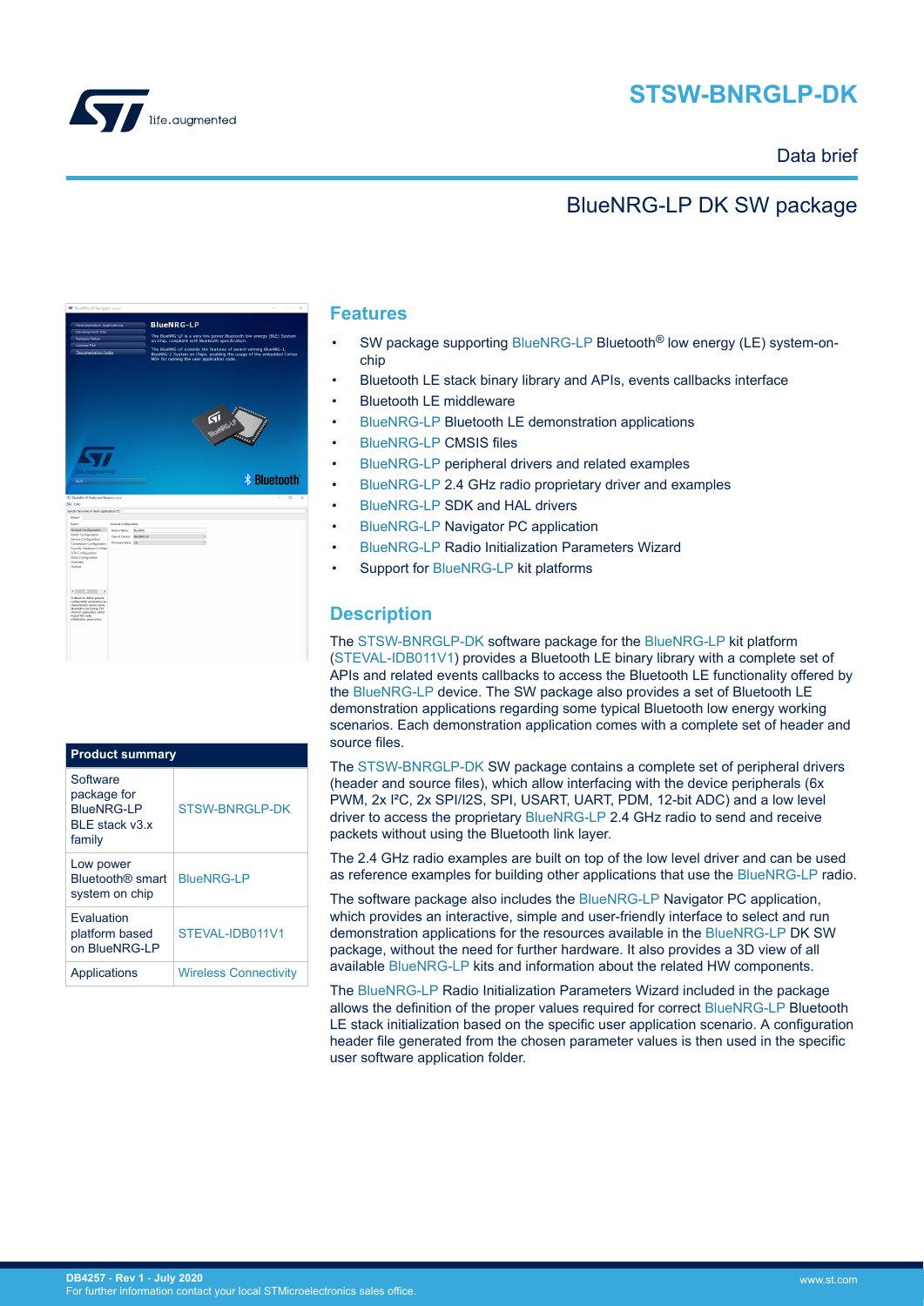# STSW-BNRGLP-DK

Data brief

## BlueNRG-LP DK SW package

## Features

- SW package supporting BlueNRG-LP Bluetooth® low energy (LE) system-on-chip
- Bluetooth LE stack binary library and APIs, events callbacks interface
- Bluetooth LE middleware
- BlueNRG-LP Bluetooth LE demonstration applications
- BlueNRG-LP CMSIS files
- BlueNRG-LP peripheral drivers and related examples
- BlueNRG-LP 2.4 GHz radio proprietary driver and examples
- BlueNRG-LP SDK and HAL drivers
- BlueNRG-LP Navigator PC application
- BlueNRG-LP Radio Initialization Parameters Wizard
- Support for BlueNRG-LP kit platforms

## Description

The STSW-BNRGLP-DK software package for the BlueNRG-LP kit platform (STEVAL-IDB011V1) provides a Bluetooth LE binary library with a complete set of APIs and related events callbacks to access the Bluetooth LE functionality offered by the BlueNRG-LP device. The SW package also provides a set of Bluetooth LE demonstration applications regarding some typical Bluetooth low energy working scenarios. Each demonstration application comes with a complete set of header and source files.

The STSW-BNRGLP-DK SW package contains a complete set of peripheral drivers (header and source files), which allow interfacing with the device peripherals (6x PWM, 2x I²C, 2x SPI/I2S, SPI, USART, UART, PDM, 12-bit ADC) and a low level driver to access the proprietary BlueNRG-LP 2.4 GHz radio to send and receive packets without using the Bluetooth link layer.

The 2.4 GHz radio examples are built on top of the low level driver and can be used as reference examples for building other applications that use the BlueNRG-LP radio.

The software package also includes the BlueNRG-LP Navigator PC application, which provides an interactive, simple and user-friendly interface to select and run demonstration applications for the resources available in the BlueNRG-LP DK SW package, without the need for further hardware. It also provides a 3D view of all available BlueNRG-LP kits and information about the related HW components.

The BlueNRG-LP Radio Initialization Parameters Wizard included in the package allows the definition of the proper values required for correct BlueNRG-LP Bluetooth LE stack initialization based on the specific user application scenario. A configuration header file generated from the chosen parameter values is then used in the specific user software application folder.

| Product summary | |
|---|---|
| Software package for BlueNRG-LP BLE stack v3.x family | STSW-BNRGLP-DK |
| Low power Bluetooth® smart system on chip | BlueNRG-LP |
| Evaluation platform based on BlueNRG-LP | STEVAL-IDB011V1 |
| Applications | Wireless Connectivity |

DB4257 - Rev 1 - July 2020
For further information contact your local STMicroelectronics sales office.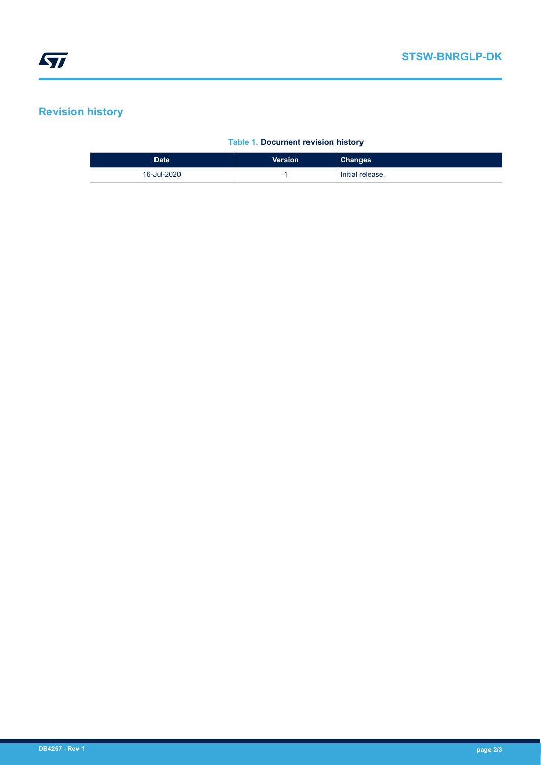## Revision history

**Table 1. Document revision history**

| Date | Version | Changes |
| --- | --- | --- |
| 16-Jul-2020 | 1 | Initial release. |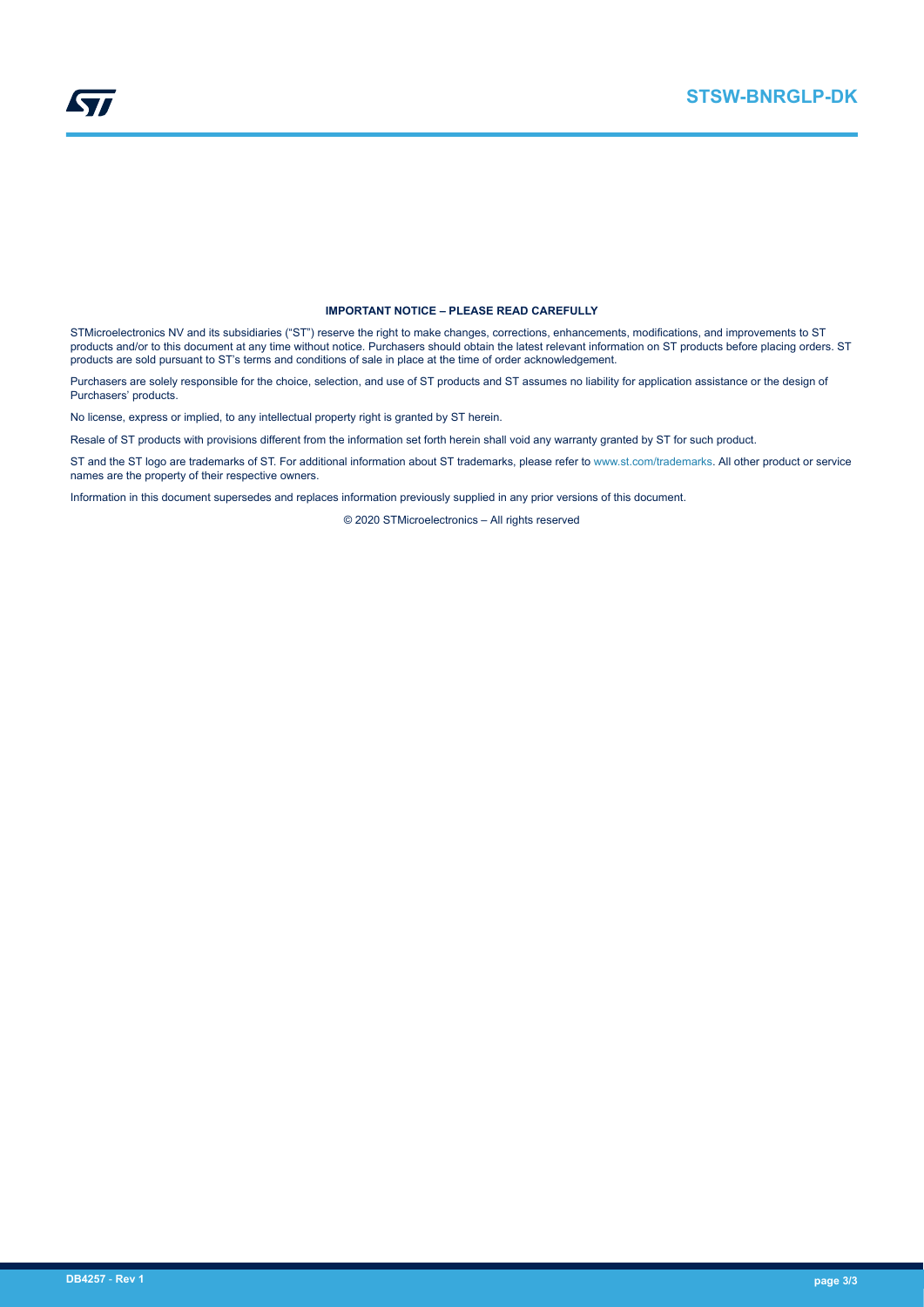**IMPORTANT NOTICE – PLEASE READ CAREFULLY**

STMicroelectronics NV and its subsidiaries ("ST") reserve the right to make changes, corrections, enhancements, modifications, and improvements to ST products and/or to this document at any time without notice. Purchasers should obtain the latest relevant information on ST products before placing orders. ST products are sold pursuant to ST's terms and conditions of sale in place at the time of order acknowledgement.

Purchasers are solely responsible for the choice, selection, and use of ST products and ST assumes no liability for application assistance or the design of Purchasers' products.

No license, express or implied, to any intellectual property right is granted by ST herein.

Resale of ST products with provisions different from the information set forth herein shall void any warranty granted by ST for such product.

ST and the ST logo are trademarks of ST. For additional information about ST trademarks, please refer to www.st.com/trademarks. All other product or service names are the property of their respective owners.

Information in this document supersedes and replaces information previously supplied in any prior versions of this document.

© 2020 STMicroelectronics – All rights reserved